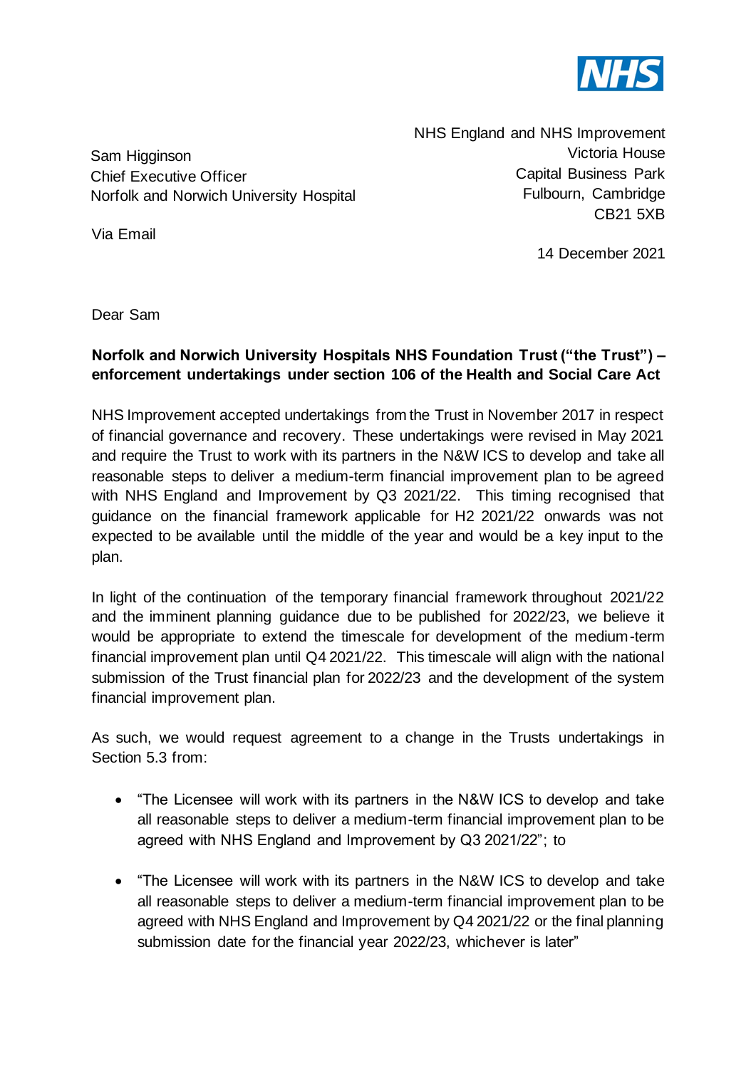NHS

NHS England and NHS Improvement
Victoria House
Capital Business Park
Fulbourn, Cambridge
CB21 5XB

Sam Higginson
Chief Executive Officer
Norfolk and Norwich University Hospital

Via Email

14 December 2021

Dear Sam

**Norfolk and Norwich University Hospitals NHS Foundation Trust ("the Trust") – enforcement undertakings under section 106 of the Health and Social Care Act**

NHS Improvement accepted undertakings from the Trust in November 2017 in respect of financial governance and recovery. These undertakings were revised in May 2021 and require the Trust to work with its partners in the N&W ICS to develop and take all reasonable steps to deliver a medium-term financial improvement plan to be agreed with NHS England and Improvement by Q3 2021/22. This timing recognised that guidance on the financial framework applicable for H2 2021/22 onwards was not expected to be available until the middle of the year and would be a key input to the plan.

In light of the continuation of the temporary financial framework throughout 2021/22 and the imminent planning guidance due to be published for 2022/23, we believe it would be appropriate to extend the timescale for development of the medium-term financial improvement plan until Q4 2021/22. This timescale will align with the national submission of the Trust financial plan for 2022/23 and the development of the system financial improvement plan.

As such, we would request agreement to a change in the Trusts undertakings in Section 5.3 from:

- "The Licensee will work with its partners in the N&W ICS to develop and take all reasonable steps to deliver a medium-term financial improvement plan to be agreed with NHS England and Improvement by Q3 2021/22"; to
- "The Licensee will work with its partners in the N&W ICS to develop and take all reasonable steps to deliver a medium-term financial improvement plan to be agreed with NHS England and Improvement by Q4 2021/22 or the final planning submission date for the financial year 2022/23, whichever is later"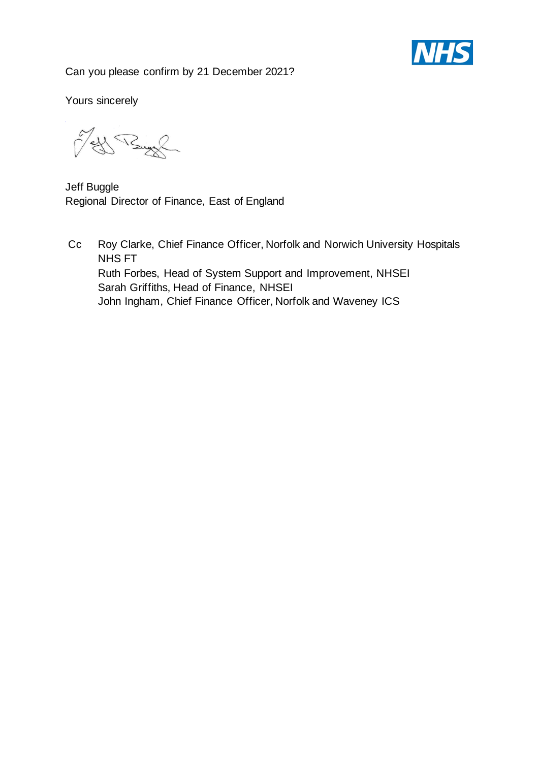Can you please confirm by 21 December 2021?

Yours sincerely

Jeff Buggle
Regional Director of Finance, East of England

Cc Roy Clarke, Chief Finance Officer, Norfolk and Norwich University Hospitals NHS FT
Ruth Forbes, Head of System Support and Improvement, NHSEI
Sarah Griffiths, Head of Finance, NHSEI
John Ingham, Chief Finance Officer, Norfolk and Waveney ICS